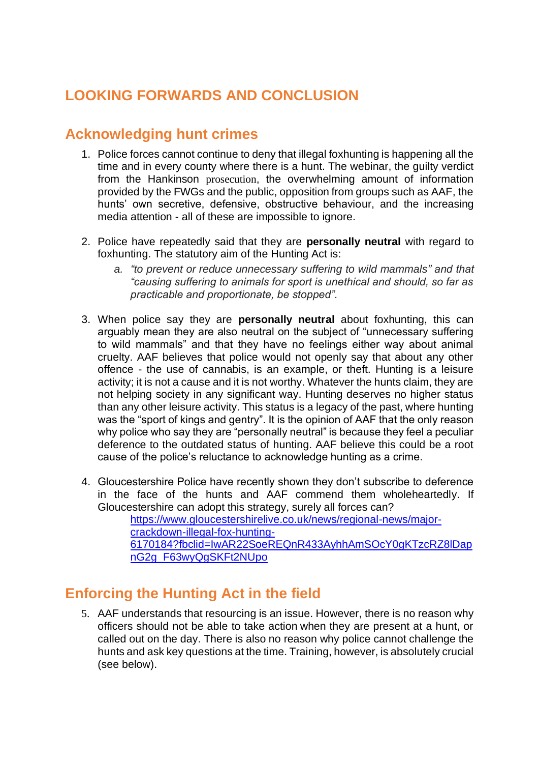# LOOKING FORWARDS AND CONCLUSION

## Acknowledging hunt crimes

1. Police forces cannot continue to deny that illegal foxhunting is happening all the time and in every county where there is a hunt. The webinar, the guilty verdict from the Hankinson prosecution, the overwhelming amount of information provided by the FWGs and the public, opposition from groups such as AAF, the hunts' own secretive, defensive, obstructive behaviour, and the increasing media attention - all of these are impossible to ignore.

2. Police have repeatedly said that they are **personally neutral** with regard to foxhunting. The statutory aim of the Hunting Act is:
   a. *"to prevent or reduce unnecessary suffering to wild mammals" and that "causing suffering to animals for sport is unethical and should, so far as practicable and proportionate, be stopped".*

3. When police say they are **personally neutral** about foxhunting, this can arguably mean they are also neutral on the subject of "unnecessary suffering to wild mammals" and that they have no feelings either way about animal cruelty. AAF believes that police would not openly say that about any other offence - the use of cannabis, is an example, or theft. Hunting is a leisure activity; it is not a cause and it is not worthy. Whatever the hunts claim, they are not helping society in any significant way. Hunting deserves no higher status than any other leisure activity. This status is a legacy of the past, where hunting was the "sport of kings and gentry". It is the opinion of AAF that the only reason why police who say they are "personally neutral" is because they feel a peculiar deference to the outdated status of hunting. AAF believe this could be a root cause of the police's reluctance to acknowledge hunting as a crime.

4. Gloucestershire Police have recently shown they don't subscribe to deference in the face of the hunts and AAF commend them wholeheartedly. If Gloucestershire can adopt this strategy, surely all forces can?
   https://www.gloucestershirelive.co.uk/news/regional-news/major-crackdown-illegal-fox-hunting-6170184?fbclid=IwAR22SoeREQnR433AyhhAmSOcY0gKTzcRZ8lDapnG2g_F63wyQgSKFt2NUpo

## Enforcing the Hunting Act in the field

5. AAF understands that resourcing is an issue. However, there is no reason why officers should not be able to take action when they are present at a hunt, or called out on the day. There is also no reason why police cannot challenge the hunts and ask key questions at the time. Training, however, is absolutely crucial (see below).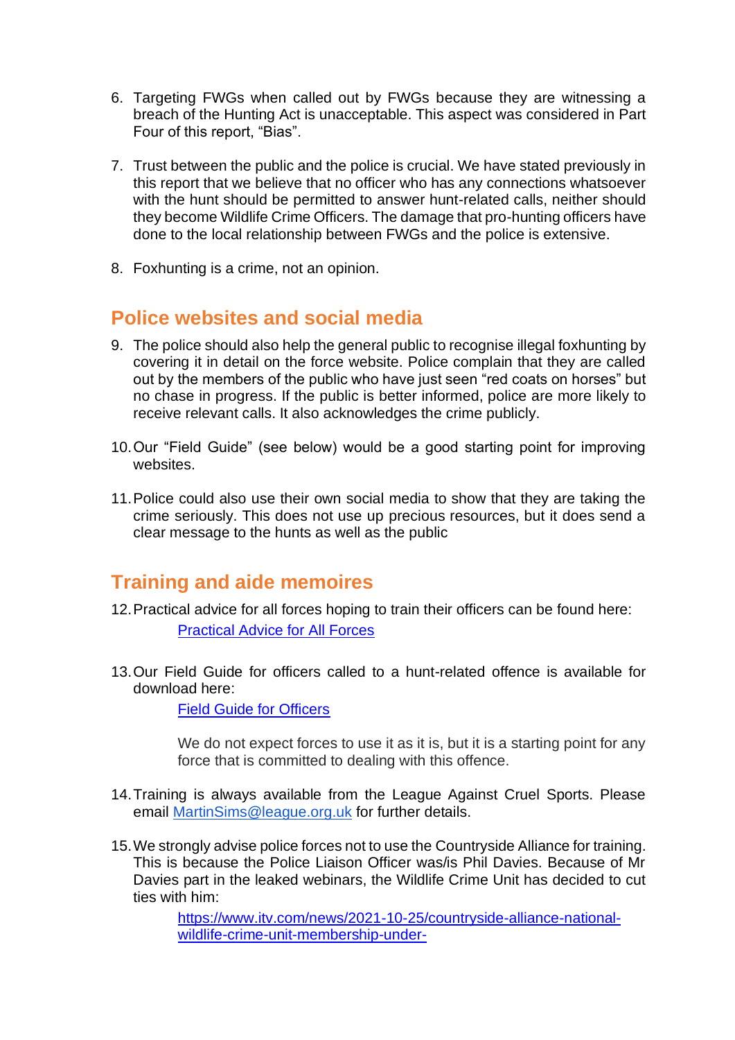6. Targeting FWGs when called out by FWGs because they are witnessing a breach of the Hunting Act is unacceptable. This aspect was considered in Part Four of this report, "Bias".

7. Trust between the public and the police is crucial. We have stated previously in this report that we believe that no officer who has any connections whatsoever with the hunt should be permitted to answer hunt-related calls, neither should they become Wildlife Crime Officers. The damage that pro-hunting officers have done to the local relationship between FWGs and the police is extensive.

8. Foxhunting is a crime, not an opinion.

## Police websites and social media

9. The police should also help the general public to recognise illegal foxhunting by covering it in detail on the force website. Police complain that they are called out by the members of the public who have just seen "red coats on horses" but no chase in progress. If the public is better informed, police are more likely to receive relevant calls. It also acknowledges the crime publicly.

10. Our "Field Guide" (see below) would be a good starting point for improving websites.

11. Police could also use their own social media to show that they are taking the crime seriously. This does not use up precious resources, but it does send a clear message to the hunts as well as the public

## Training and aide memoires

12. Practical advice for all forces hoping to train their officers can be found here:

    [Practical Advice for All Forces]()

13. Our Field Guide for officers called to a hunt-related offence is available for download here:

    [Field Guide for Officers]()

    We do not expect forces to use it as it is, but it is a starting point for any force that is committed to dealing with this offence.

14. Training is always available from the League Against Cruel Sports. Please email [MartinSims@league.org.uk](mailto:MartinSims@league.org.uk) for further details.

15. We strongly advise police forces not to use the Countryside Alliance for training. This is because the Police Liaison Officer was/is Phil Davies. Because of Mr Davies part in the leaked webinars, the Wildlife Crime Unit has decided to cut ties with him:

    [https://www.itv.com/news/2021-10-25/countryside-alliance-national-wildlife-crime-unit-membership-under-](https://www.itv.com/news/2021-10-25/countryside-alliance-national-wildlife-crime-unit-membership-under-)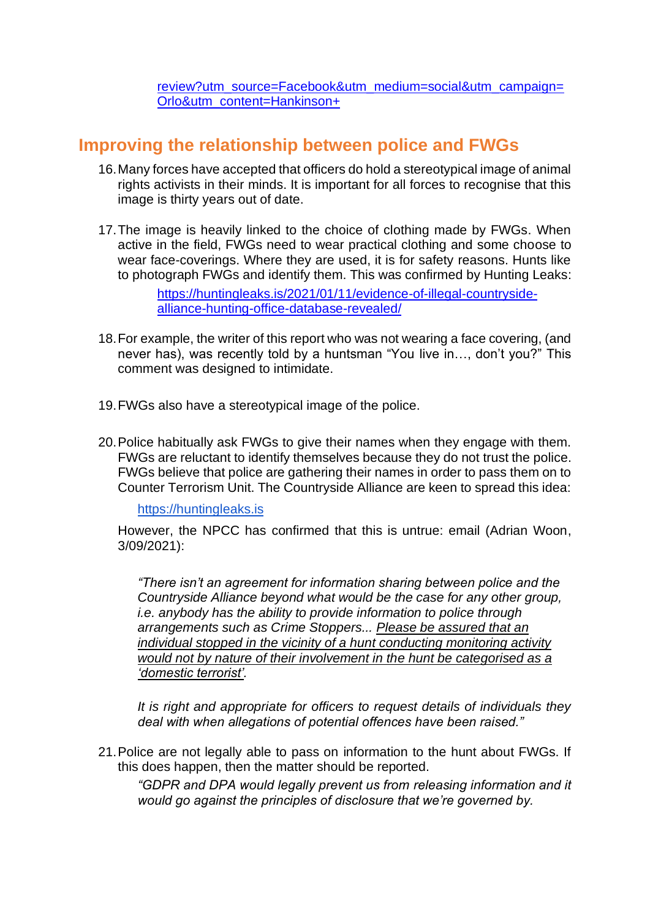[review?utm_source=Facebook&utm_medium=social&utm_campaign=Orlo&utm_content=Hankinson+](review?utm_source=Facebook&utm_medium=social&utm_campaign=Orlo&utm_content=Hankinson+)

## Improving the relationship between police and FWGs

16. Many forces have accepted that officers do hold a stereotypical image of animal rights activists in their minds. It is important for all forces to recognise that this image is thirty years out of date.

17. The image is heavily linked to the choice of clothing made by FWGs. When active in the field, FWGs need to wear practical clothing and some choose to wear face-coverings. Where they are used, it is for safety reasons. Hunts like to photograph FWGs and identify them. This was confirmed by Hunting Leaks:

    [https://huntingleaks.is/2021/01/11/evidence-of-illegal-countryside-alliance-hunting-office-database-revealed/](https://huntingleaks.is/2021/01/11/evidence-of-illegal-countryside-alliance-hunting-office-database-revealed/)

18. For example, the writer of this report who was not wearing a face covering, (and never has), was recently told by a huntsman "You live in…, don't you?" This comment was designed to intimidate.

19. FWGs also have a stereotypical image of the police.

20. Police habitually ask FWGs to give their names when they engage with them. FWGs are reluctant to identify themselves because they do not trust the police. FWGs believe that police are gathering their names in order to pass them on to Counter Terrorism Unit. The Countryside Alliance are keen to spread this idea:

    [https://huntingleaks.is](https://huntingleaks.is)

    However, the NPCC has confirmed that this is untrue: email (Adrian Woon, 3/09/2021):

    *"There isn't an agreement for information sharing between police and the Countryside Alliance beyond what would be the case for any other group, i.e. anybody has the ability to provide information to police through arrangements such as Crime Stoppers... <u>Please be assured that an individual stopped in the vicinity of a hunt conducting monitoring activity would not by nature of their involvement in the hunt be categorised as a 'domestic terrorist'.</u>*

    *It is right and appropriate for officers to request details of individuals they deal with when allegations of potential offences have been raised."*

21. Police are not legally able to pass on information to the hunt about FWGs. If this does happen, then the matter should be reported.

    *"GDPR and DPA would legally prevent us from releasing information and it would go against the principles of disclosure that we're governed by.*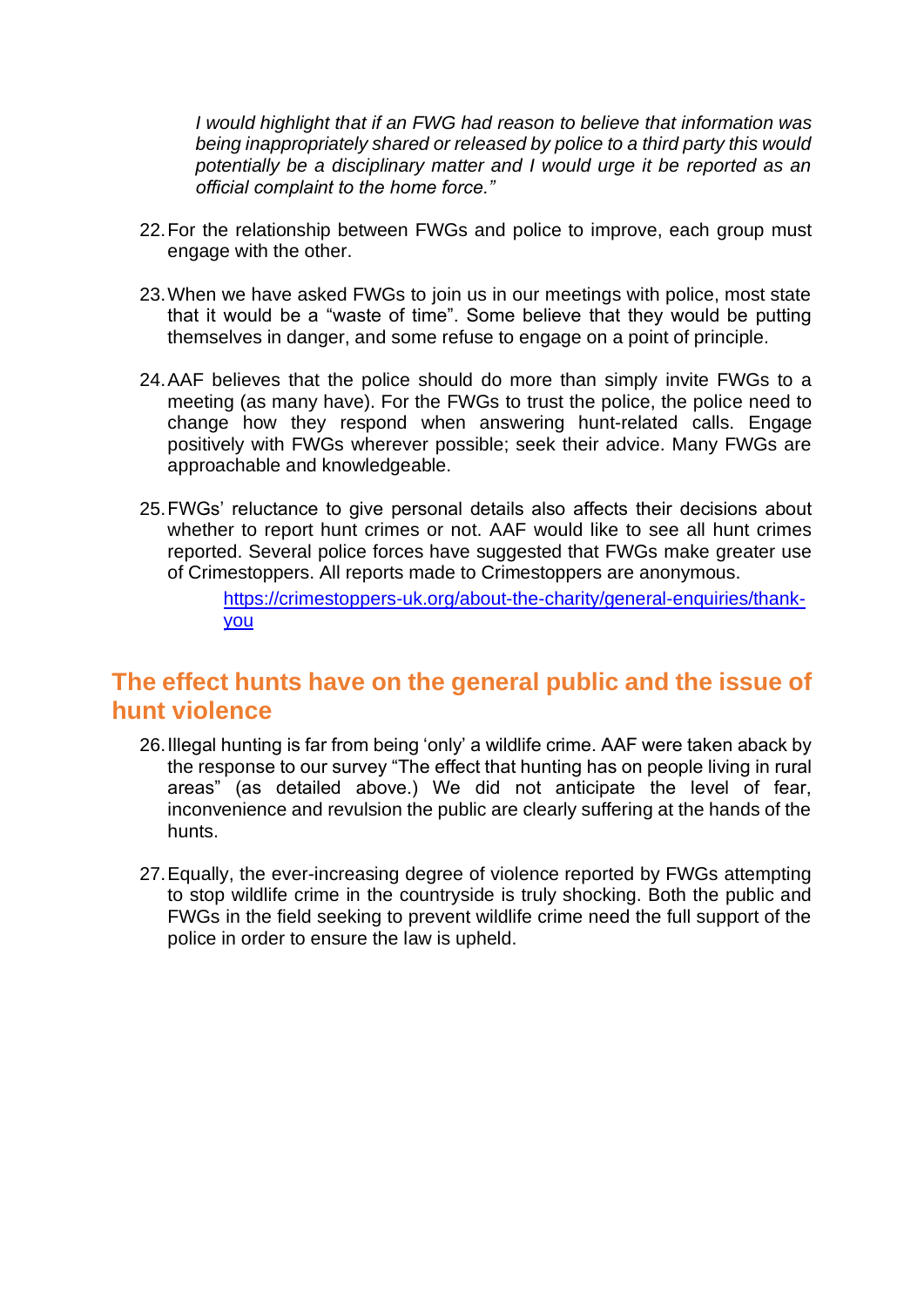*I would highlight that if an FWG had reason to believe that information was being inappropriately shared or released by police to a third party this would potentially be a disciplinary matter and I would urge it be reported as an official complaint to the home force."*

22. For the relationship between FWGs and police to improve, each group must engage with the other.

23. When we have asked FWGs to join us in our meetings with police, most state that it would be a "waste of time". Some believe that they would be putting themselves in danger, and some refuse to engage on a point of principle.

24. AAF believes that the police should do more than simply invite FWGs to a meeting (as many have). For the FWGs to trust the police, the police need to change how they respond when answering hunt-related calls. Engage positively with FWGs wherever possible; seek their advice. Many FWGs are approachable and knowledgeable.

25. FWGs' reluctance to give personal details also affects their decisions about whether to report hunt crimes or not. AAF would like to see all hunt crimes reported. Several police forces have suggested that FWGs make greater use of Crimestoppers. All reports made to Crimestoppers are anonymous.

    [https://crimestoppers-uk.org/about-the-charity/general-enquiries/thank-you](https://crimestoppers-uk.org/about-the-charity/general-enquiries/thank-you)

## The effect hunts have on the general public and the issue of hunt violence

26. Illegal hunting is far from being 'only' a wildlife crime. AAF were taken aback by the response to our survey "The effect that hunting has on people living in rural areas" (as detailed above.) We did not anticipate the level of fear, inconvenience and revulsion the public are clearly suffering at the hands of the hunts.

27. Equally, the ever-increasing degree of violence reported by FWGs attempting to stop wildlife crime in the countryside is truly shocking. Both the public and FWGs in the field seeking to prevent wildlife crime need the full support of the police in order to ensure the law is upheld.